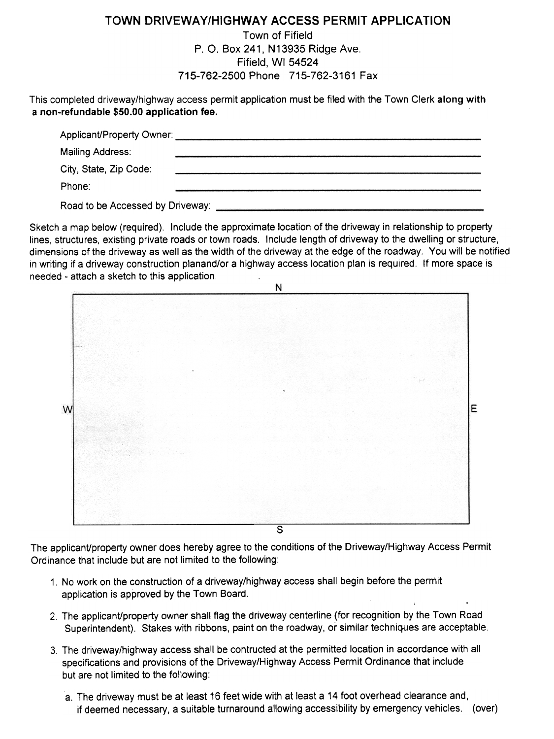# TOWN DRIVEWAY/HIGHWAY ACCESS PERMIT APPLICATION

Town of Fifield
P. O. Box 241, N13935 Ridge Ave.
Fifield, WI 54524
715-762-2500 Phone 715-762-3161 Fax

This completed driveway/highway access permit application must be filed with the Town Clerk **along with a non-refundable $50.00 application fee.**

Applicant/Property Owner: ______________________________

Mailing Address: ______________________________

City, State, Zip Code: ______________________________

Phone: ______________________________

Road to be Accessed by Driveway: ______________________________

Sketch a map below (required). Include the approximate location of the driveway in relationship to property lines, structures, existing private roads or town roads. Include length of driveway to the dwelling or structure, dimensions of the driveway as well as the width of the driveway at the edge of the roadway. You will be notified in writing if a driveway construction planand/or a highway access location plan is required. If more space is needed - attach a sketch to this application.

N

W E

S

The applicant/property owner does hereby agree to the conditions of the Driveway/Highway Access Permit Ordinance that include but are not limited to the following:

1. No work on the construction of a driveway/highway access shall begin before the permit application is approved by the Town Board.
2. The applicant/property owner shall flag the driveway centerline (for recognition by the Town Road Superintendent). Stakes with ribbons, paint on the roadway, or similar techniques are acceptable.
3. The driveway/highway access shall be contructed at the permitted location in accordance with all specifications and provisions of the Driveway/Highway Access Permit Ordinance that include but are not limited to the following:

   a. The driveway must be at least 16 feet wide with at least a 14 foot overhead clearance and, if deemed necessary, a suitable turnaround allowing accessibility by emergency vehicles. (over)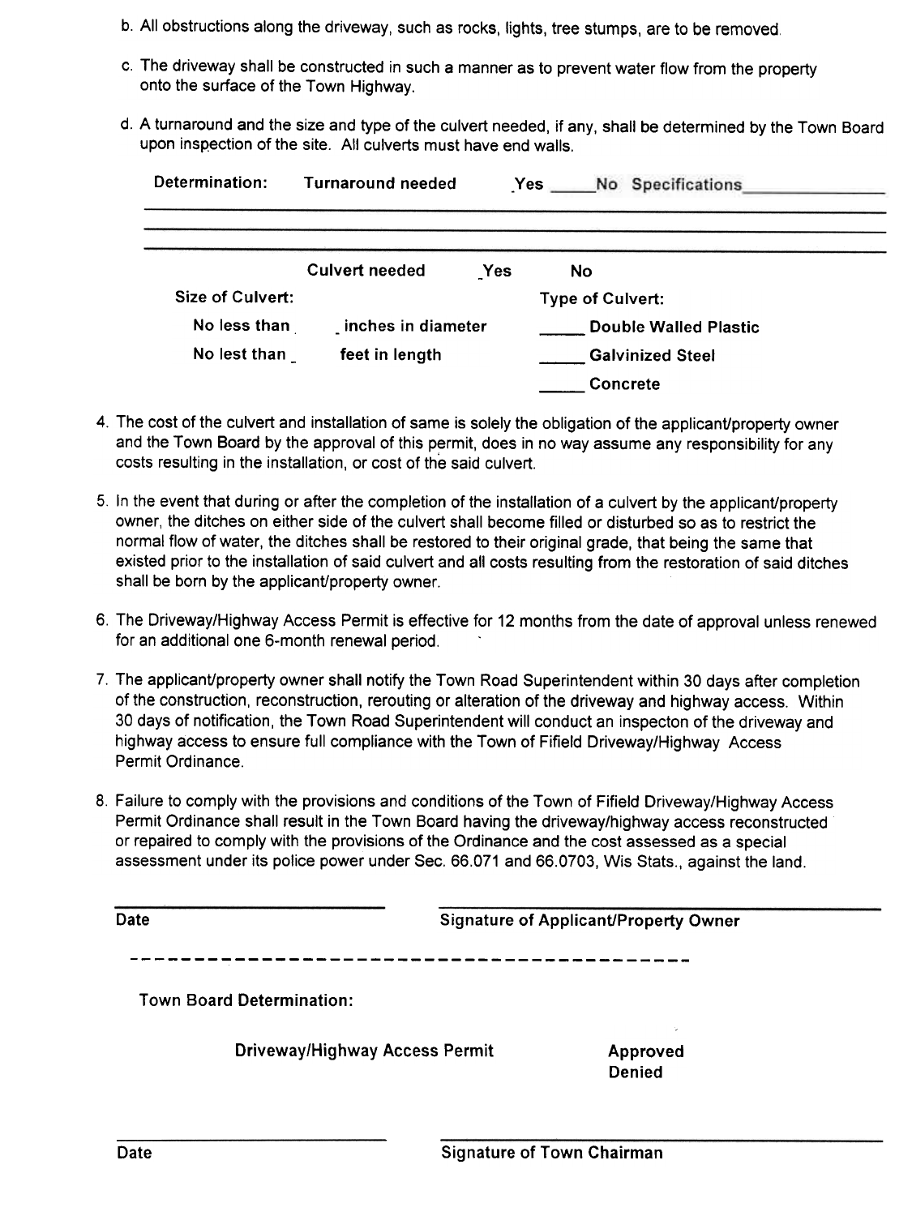b. All obstructions along the driveway, such as rocks, lights, tree stumps, are to be removed.

c. The driveway shall be constructed in such a manner as to prevent water flow from the property onto the surface of the Town Highway.

d. A turnaround and the size and type of the culvert needed, if any, shall be determined by the Town Board upon inspection of the site. All culverts must have end walls.

**Determination:** **Turnaround needed** _Yes _____No **Specifications**_______________

_______________________________________________________________

_______________________________________________________________

_______________________________________________________________

**Culvert needed** _Yes **No**

**Size of Culvert:**

**No less than** _ **inches in diameter**

**No lest than** _ **feet in length**

**Type of Culvert:**

_____ **Double Walled Plastic**

_____ **Galvinized Steel**

_____ **Concrete**

4. The cost of the culvert and installation of same is solely the obligation of the applicant/property owner and the Town Board by the approval of this permit, does in no way assume any responsibility for any costs resulting in the installation, or cost of the said culvert.

5. In the event that during or after the completion of the installation of a culvert by the applicant/property owner, the ditches on either side of the culvert shall become filled or disturbed so as to restrict the normal flow of water, the ditches shall be restored to their original grade, that being the same that existed prior to the installation of said culvert and all costs resulting from the restoration of said ditches shall be born by the applicant/property owner.

6. The Driveway/Highway Access Permit is effective for 12 months from the date of approval unless renewed for an additional one 6-month renewal period.

7. The applicant/property owner shall notify the Town Road Superintendent within 30 days after completion of the construction, reconstruction, rerouting or alteration of the driveway and highway access. Within 30 days of notification, the Town Road Superintendent will conduct an inspecton of the driveway and highway access to ensure full compliance with the Town of Fifield Driveway/Highway Access Permit Ordinance.

8. Failure to comply with the provisions and conditions of the Town of Fifield Driveway/Highway Access Permit Ordinance shall result in the Town Board having the driveway/highway access reconstructed or repaired to comply with the provisions of the Ordinance and the cost assessed as a special assessment under its police power under Sec. 66.071 and 66.0703, Wis Stats., against the land.

_______________________ _______________________________________

**Date** **Signature of Applicant/Property Owner**

- - - - - - - - - - - - - - - - - - - - - - - - - - - - - - - - - - - - - - - - - - - - -

**Town Board Determination:**

**Driveway/Highway Access Permit** **Approved**
**Denied**

_______________________ _______________________________________

**Date** **Signature of Town Chairman**